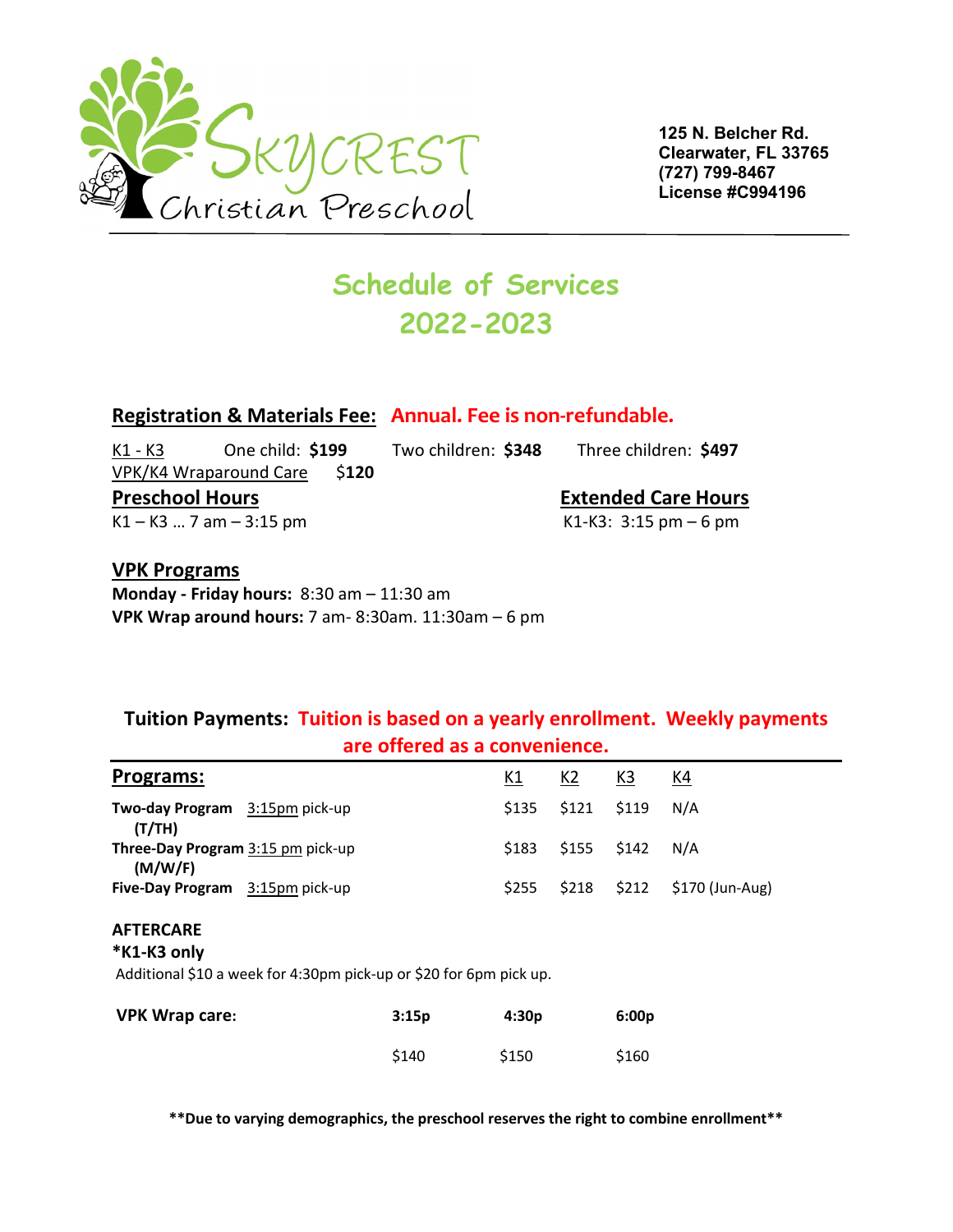# Skycrest Christian Preschool

**125 N. Belcher Rd.**
**Clearwater, FL 33765**
**(727) 799-8467**
**License #C994196**

## Schedule of Services
## 2022-2023

**Registration & Materials Fee:** **Annual. Fee is non-refundable.**

K1 - K3 One child: **$199** Two children: **$348** Three children: **$497**

VPK/K4 Wraparound Care $**120**

**Preschool Hours**

K1 – K3 … 7 am – 3:15 pm

**Extended Care Hours**

K1-K3: 3:15 pm – 6 pm

**VPK Programs**

**Monday - Friday hours:** 8:30 am – 11:30 am

**VPK Wrap around hours:** 7 am- 8:30am. 11:30am – 6 pm

**Tuition Payments:** **Tuition is based on a yearly enrollment. Weekly payments are offered as a convenience.**

| Programs: | K1 | K2 | K3 | K4 |
|---|---|---|---|---|
| **Two-day Program** 3:15pm pick-up **(T/TH)** | $135 | $121 | $119 | N/A |
| **Three-Day Program** 3:15 pm pick-up **(M/W/F)** | $183 | $155 | $142 | N/A |
| **Five-Day Program** 3:15pm pick-up | $255 | $218 | $212 | $170 (Jun-Aug) |

**AFTERCARE**
**\*K1-K3 only**
Additional $10 a week for 4:30pm pick-up or $20 for 6pm pick up.

| VPK Wrap care: | 3:15p | 4:30p | 6:00p |
|---|---|---|---|
| | $140 | $150 | $160 |

**\*\*Due to varying demographics, the preschool reserves the right to combine enrollment\*\***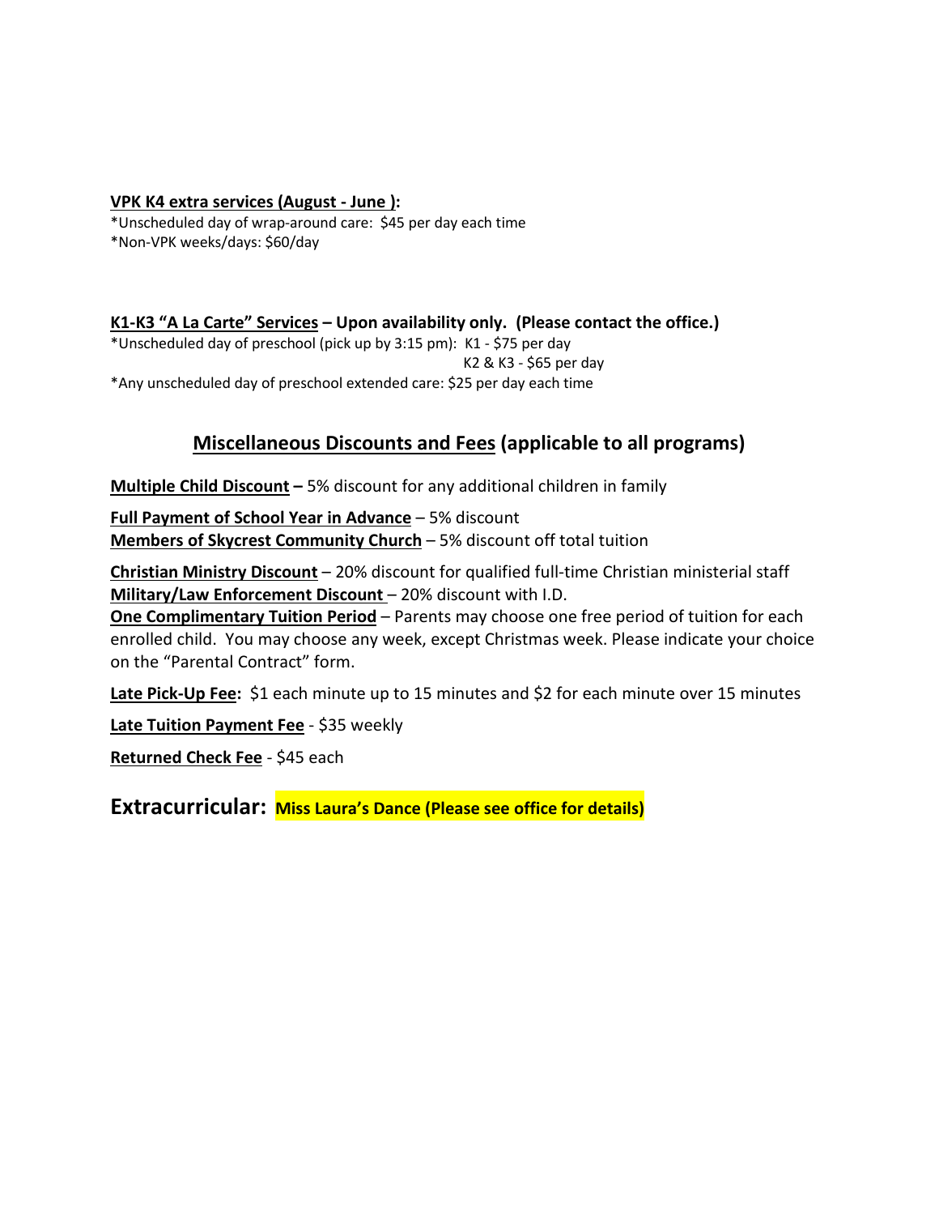**VPK K4 extra services (August - June ):**

*Unscheduled day of wrap-around care: $45 per day each time
*Non-VPK weeks/days: $60/day

**K1-K3 "A La Carte" Services – Upon availability only. (Please contact the office.)**

*Unscheduled day of preschool (pick up by 3:15 pm): K1 - $75 per day
K2 & K3 - $65 per day
*Any unscheduled day of preschool extended care: $25 per day each time

## Miscellaneous Discounts and Fees (applicable to all programs)

**Multiple Child Discount –** 5% discount for any additional children in family

**Full Payment of School Year in Advance** – 5% discount
**Members of Skycrest Community Church** – 5% discount off total tuition

**Christian Ministry Discount** – 20% discount for qualified full-time Christian ministerial staff
**Military/Law Enforcement Discount** – 20% discount with I.D.
**One Complimentary Tuition Period** – Parents may choose one free period of tuition for each enrolled child. You may choose any week, except Christmas week. Please indicate your choice on the "Parental Contract" form.

**Late Pick-Up Fee:** $1 each minute up to 15 minutes and $2 for each minute over 15 minutes

**Late Tuition Payment Fee** - $35 weekly

**Returned Check Fee** - $45 each

## Extracurricular: **Miss Laura's Dance (Please see office for details)**